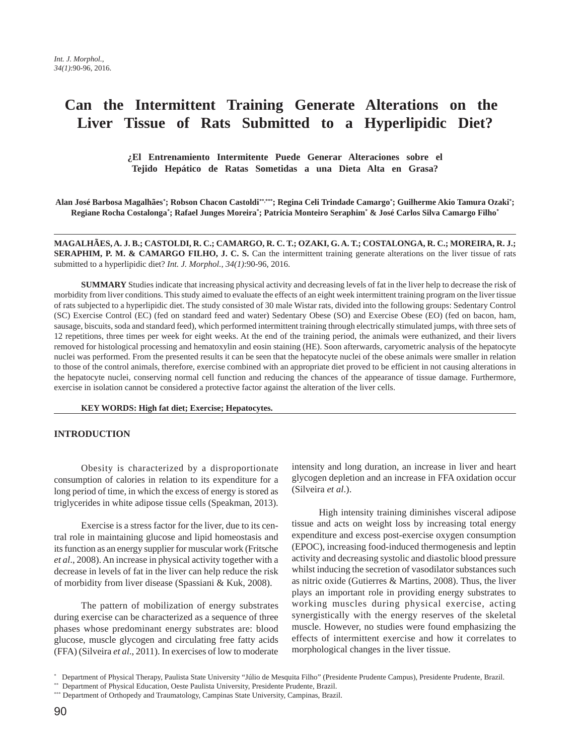# Can the Intermittent Training Generate Alterations on the Liver Tissue of Rats Submitted to a Hyperlipidic Diet?

**¿El Entrenamiento Intermitente Puede Generar Alteraciones sobre el Tejido Hepático de Ratas Sometidas a una Dieta Alta en Grasa?**

**Alan José Barbosa Magalhães[*]; Robson Chacon Castoldi[**,***]; Regina Celi Trindade Camargo[*]; Guilherme Akio Tamura Ozaki[*]; Regiane Rocha Costalonga[*]; Rafael Junges Moreira[*]; Patricia Monteiro Seraphim[*] & José Carlos Silva Camargo Filho[*]**

**MAGALHÃES, A. J. B.; CASTOLDI, R. C.; CAMARGO, R. C. T.; OZAKI, G. A. T.; COSTALONGA, R. C.; MOREIRA, R. J.; SERAPHIM, P. M. & CAMARGO FILHO, J. C. S.** Can the intermittent training generate alterations on the liver tissue of rats submitted to a hyperlipidic diet? *Int. J. Morphol., 34(1)*:90-96, 2016.

**SUMMARY** Studies indicate that increasing physical activity and decreasing levels of fat in the liver help to decrease the risk of morbidity from liver conditions. This study aimed to evaluate the effects of an eight week intermittent training program on the liver tissue of rats subjected to a hyperlipidic diet. The study consisted of 30 male Wistar rats, divided into the following groups: Sedentary Control (SC) Exercise Control (EC) (fed on standard feed and water) Sedentary Obese (SO) and Exercise Obese (EO) (fed on bacon, ham, sausage, biscuits, soda and standard feed), which performed intermittent training through electrically stimulated jumps, with three sets of 12 repetitions, three times per week for eight weeks. At the end of the training period, the animals were euthanized, and their livers removed for histological processing and hematoxylin and eosin staining (HE). Soon afterwards, caryometric analysis of the hepatocyte nuclei was performed. From the presented results it can be seen that the hepatocyte nuclei of the obese animals were smaller in relation to those of the control animals, therefore, exercise combined with an appropriate diet proved to be efficient in not causing alterations in the hepatocyte nuclei, conserving normal cell function and reducing the chances of the appearance of tissue damage. Furthermore, exercise in isolation cannot be considered a protective factor against the alteration of the liver cells.

**KEY WORDS: High fat diet; Exercise; Hepatocytes.**

## INTRODUCTION

Obesity is characterized by a disproportionate consumption of calories in relation to its expenditure for a long period of time, in which the excess of energy is stored as triglycerides in white adipose tissue cells (Speakman, 2013).

Exercise is a stress factor for the liver, due to its central role in maintaining glucose and lipid homeostasis and its function as an energy supplier for muscular work (Fritsche *et al*., 2008). An increase in physical activity together with a decrease in levels of fat in the liver can help reduce the risk of morbidity from liver disease (Spassiani & Kuk, 2008).

The pattern of mobilization of energy substrates during exercise can be characterized as a sequence of three phases whose predominant energy substrates are: blood glucose, muscle glycogen and circulating free fatty acids (FFA) (Silveira *et al*., 2011). In exercises of low to moderate intensity and long duration, an increase in liver and heart glycogen depletion and an increase in FFA oxidation occur (Silveira *et al*.).

High intensity training diminishes visceral adipose tissue and acts on weight loss by increasing total energy expenditure and excess post-exercise oxygen consumption (EPOC), increasing food-induced thermogenesis and leptin activity and decreasing systolic and diastolic blood pressure whilst inducing the secretion of vasodilator substances such as nitric oxide (Gutierres & Martins, 2008). Thus, the liver plays an important role in providing energy substrates to working muscles during physical exercise, acting synergistically with the energy reserves of the skeletal muscle. However, no studies were found emphasizing the effects of intermittent exercise and how it correlates to morphological changes in the liver tissue.

[*] Department of Physical Therapy, Paulista State University "Júlio de Mesquita Filho" (Presidente Prudente Campus), Presidente Prudente, Brazil.
[**] Department of Physical Education, Oeste Paulista University, Presidente Prudente, Brazil.
[***] Department of Orthopedy and Traumatology, Campinas State University, Campinas, Brazil.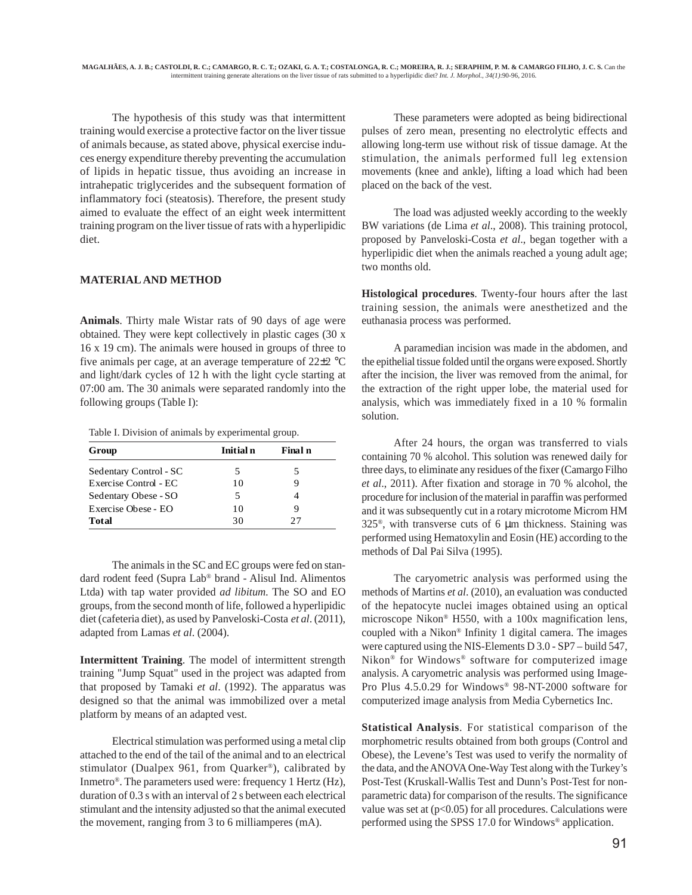The hypothesis of this study was that intermittent training would exercise a protective factor on the liver tissue of animals because, as stated above, physical exercise induces energy expenditure thereby preventing the accumulation of lipids in hepatic tissue, thus avoiding an increase in intrahepatic triglycerides and the subsequent formation of inflammatory foci (steatosis). Therefore, the present study aimed to evaluate the effect of an eight week intermittent training program on the liver tissue of rats with a hyperlipidic diet.

## MATERIAL AND METHOD

**Animals**. Thirty male Wistar rats of 90 days of age were obtained. They were kept collectively in plastic cages (30 x 16 x 19 cm). The animals were housed in groups of three to five animals per cage, at an average temperature of 22±2 °C and light/dark cycles of 12 h with the light cycle starting at 07:00 am. The 30 animals were separated randomly into the following groups (Table I):

Table I. Division of animals by experimental group.

| Group | Initial n | Final n |
|---|---|---|
| Sedentary Control - SC | 5 | 5 |
| Exercise Control - EC | 10 | 9 |
| Sedentary Obese - SO | 5 | 4 |
| Exercise Obese - EO | 10 | 9 |
| **Total** | 30 | 27 |

The animals in the SC and EC groups were fed on standard rodent feed (Supra Lab® brand - Alisul Ind. Alimentos Ltda) with tap water provided *ad libitum*. The SO and EO groups, from the second month of life, followed a hyperlipidic diet (cafeteria diet), as used by Panveloski-Costa *et al*. (2011), adapted from Lamas *et al*. (2004).

**Intermittent Training**. The model of intermittent strength training "Jump Squat" used in the project was adapted from that proposed by Tamaki *et al*. (1992). The apparatus was designed so that the animal was immobilized over a metal platform by means of an adapted vest.

Electrical stimulation was performed using a metal clip attached to the end of the tail of the animal and to an electrical stimulator (Dualpex 961, from Quarker®), calibrated by Inmetro®. The parameters used were: frequency 1 Hertz (Hz), duration of 0.3 s with an interval of 2 s between each electrical stimulant and the intensity adjusted so that the animal executed the movement, ranging from 3 to 6 milliamperes (mA).

These parameters were adopted as being bidirectional pulses of zero mean, presenting no electrolytic effects and allowing long-term use without risk of tissue damage. At the stimulation, the animals performed full leg extension movements (knee and ankle), lifting a load which had been placed on the back of the vest.

The load was adjusted weekly according to the weekly BW variations (de Lima *et al*., 2008). This training protocol, proposed by Panveloski-Costa *et al*., began together with a hyperlipidic diet when the animals reached a young adult age; two months old.

**Histological procedures**. Twenty-four hours after the last training session, the animals were anesthetized and the euthanasia process was performed.

A paramedian incision was made in the abdomen, and the epithelial tissue folded until the organs were exposed. Shortly after the incision, the liver was removed from the animal, for the extraction of the right upper lobe, the material used for analysis, which was immediately fixed in a 10 % formalin solution.

After 24 hours, the organ was transferred to vials containing 70 % alcohol. This solution was renewed daily for three days, to eliminate any residues of the fixer (Camargo Filho *et al*., 2011). After fixation and storage in 70 % alcohol, the procedure for inclusion of the material in paraffin was performed and it was subsequently cut in a rotary microtome Microm HM 325®, with transverse cuts of 6 µm thickness. Staining was performed using Hematoxylin and Eosin (HE) according to the methods of Dal Pai Silva (1995).

The caryometric analysis was performed using the methods of Martins *et al*. (2010), an evaluation was conducted of the hepatocyte nuclei images obtained using an optical microscope Nikon® H550, with a 100x magnification lens, coupled with a Nikon® Infinity 1 digital camera. The images were captured using the NIS-Elements D 3.0 - SP7 – build 547, Nikon® for Windows® software for computerized image analysis. A caryometric analysis was performed using Image-Pro Plus 4.5.0.29 for Windows® 98-NT-2000 software for computerized image analysis from Media Cybernetics Inc.

**Statistical Analysis**. For statistical comparison of the morphometric results obtained from both groups (Control and Obese), the Levene's Test was used to verify the normality of the data, and the ANOVA One-Way Test along with the Turkey's Post-Test (Kruskall-Wallis Test and Dunn's Post-Test for non-parametric data) for comparison of the results. The significance value was set at ($p<0.05$) for all procedures. Calculations were performed using the SPSS 17.0 for Windows® application.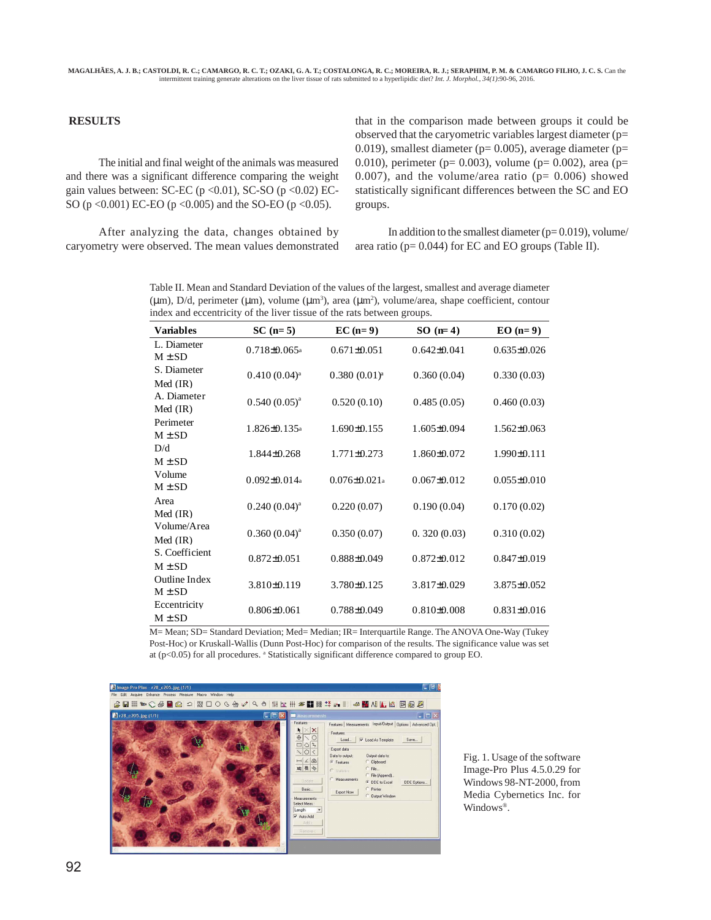## RESULTS

The initial and final weight of the animals was measured and there was a significant difference comparing the weight gain values between: SC-EC ($p < 0.01$), SC-SO ($p < 0.02$) EC-SO ($p < 0.001$) EC-EO ($p < 0.005$) and the SO-EO ($p < 0.05$).

After analyzing the data, changes obtained by caryometry were observed. The mean values demonstrated that in the comparison made between groups it could be observed that the caryometric variables largest diameter ($p = 0.019$), smallest diameter ($p = 0.005$), average diameter ($p = 0.010$), perimeter ($p = 0.003$), volume ($p = 0.002$), area ($p = 0.007$), and the volume/area ratio ($p = 0.006$) showed statistically significant differences between the SC and EO groups.

In addition to the smallest diameter ($p = 0.019$), volume/area ratio ($p = 0.044$) for EC and EO groups (Table II).

Table II. Mean and Standard Deviation of the values of the largest, smallest and average diameter (μm), D/d, perimeter (μm), volume (μm$^3$), area (μm$^2$), volume/area, shape coefficient, contour index and eccentricity of the liver tissue of the rats between groups.

| Variables | SC (n= 5) | EC (n= 9) | SO (n= 4) | EO (n= 9) |
|---|---|---|---|---|
| L. Diameter M ± SD | 0.718±0.065[a] | 0.671±0.051 | 0.642±0.041 | 0.635±0.026 |
| S. Diameter Med (IR) | 0.410 (0.04)[a] | 0.380 (0.01)[a] | 0.360 (0.04) | 0.330 (0.03) |
| A. Diameter Med (IR) | 0.540 (0.05)[a] | 0.520 (0.10) | 0.485 (0.05) | 0.460 (0.03) |
| Perimeter M ± SD | 1.826±0.135[a] | 1.690±0.155 | 1.605±0.094 | 1.562±0.063 |
| D/d M ± SD | 1.844±0.268 | 1.771±0.273 | 1.860±0.072 | 1.990±0.111 |
| Volume M ± SD | 0.092±0.014[a] | 0.076±0.021[a] | 0.067±0.012 | 0.055±0.010 |
| Area Med (IR) | 0.240 (0.04)[a] | 0.220 (0.07) | 0.190 (0.04) | 0.170 (0.02) |
| Volume/Area Med (IR) | 0.360 (0.04)[a] | 0.350 (0.07) | 0. 320 (0.03) | 0.310 (0.02) |
| S. Coefficient M ± SD | 0.872±0.051 | 0.888±0.049 | 0.872±0.012 | 0.847±0.019 |
| Outline Index M ± SD | 3.810±0.119 | 3.780±0.125 | 3.817±0.029 | 3.875±0.052 |
| Eccentricity M ± SD | 0.806±0.061 | 0.788±0.049 | 0.810±0.008 | 0.831±0.016 |

M= Mean; SD= Standard Deviation; Med= Median; IR= Interquartile Range. The ANOVA One-Way (Tukey Post-Hoc) or Kruskall-Wallis (Dunn Post-Hoc) for comparison of the results. The significance value was set at ($p < 0.05$) for all procedures. [a] Statistically significant difference compared to group EO.

Fig. 1. Usage of the software Image-Pro Plus 4.5.0.29 for Windows 98-NT-2000, from Media Cybernetics Inc. for Windows®.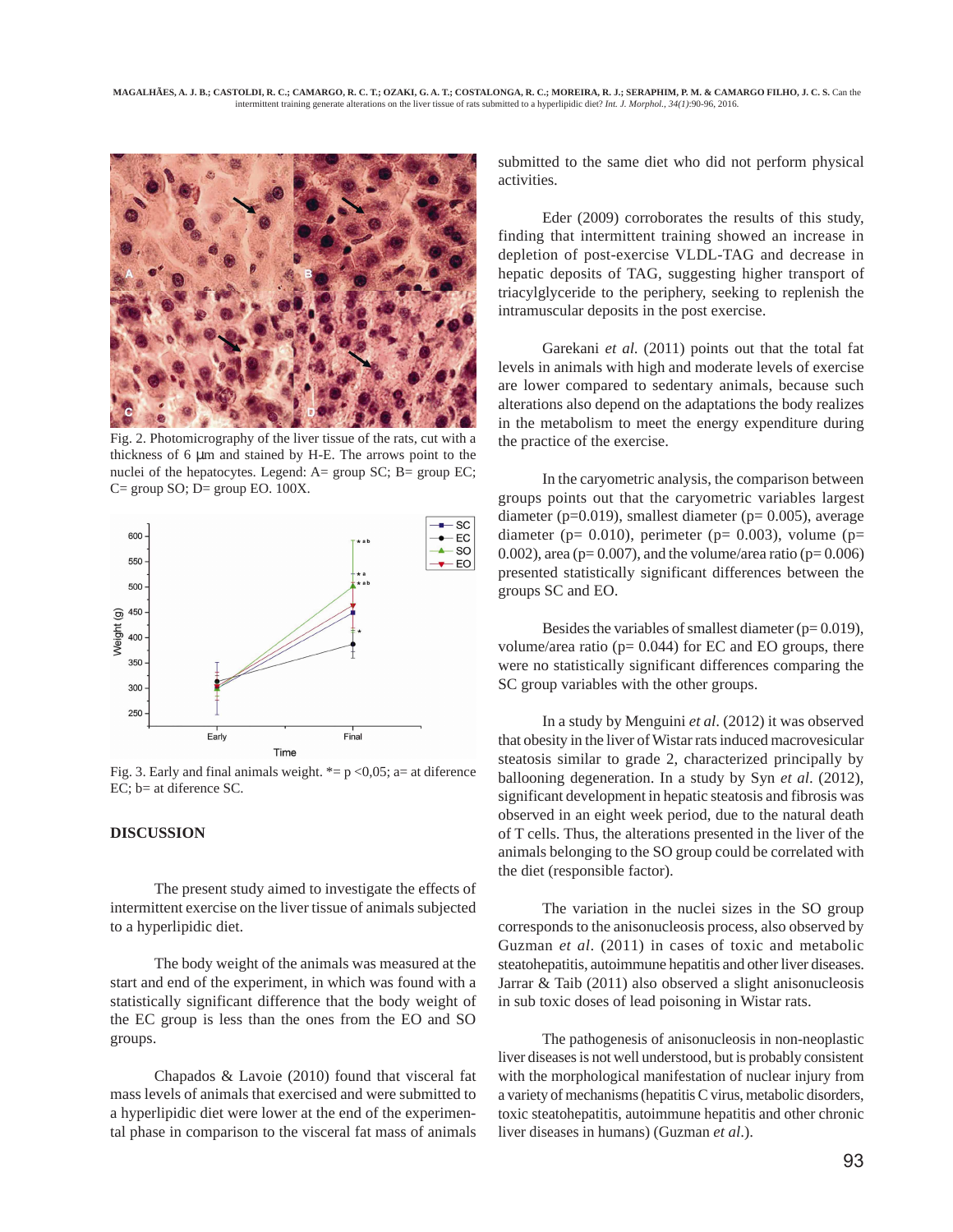Fig. 2. Photomicrography of the liver tissue of the rats, cut with a thickness of 6 μm and stained by H-E. The arrows point to the nuclei of the hepatocytes. Legend: A= group SC; B= group EC; C= group SO; D= group EO. 100X.

Fig. 3. Early and final animals weight. *= p <0,05; a= at diference EC; b= at diference SC.

## DISCUSSION

The present study aimed to investigate the effects of intermittent exercise on the liver tissue of animals subjected to a hyperlipidic diet.

The body weight of the animals was measured at the start and end of the experiment, in which was found with a statistically significant difference that the body weight of the EC group is less than the ones from the EO and SO groups.

Chapados & Lavoie (2010) found that visceral fat mass levels of animals that exercised and were submitted to a hyperlipidic diet were lower at the end of the experimental phase in comparison to the visceral fat mass of animals submitted to the same diet who did not perform physical activities.

Eder (2009) corroborates the results of this study, finding that intermittent training showed an increase in depletion of post-exercise VLDL-TAG and decrease in hepatic deposits of TAG, suggesting higher transport of triacylglyceride to the periphery, seeking to replenish the intramuscular deposits in the post exercise.

Garekani *et al.* (2011) points out that the total fat levels in animals with high and moderate levels of exercise are lower compared to sedentary animals, because such alterations also depend on the adaptations the body realizes in the metabolism to meet the energy expenditure during the practice of the exercise.

In the caryometric analysis, the comparison between groups points out that the caryometric variables largest diameter (p=0.019), smallest diameter (p= 0.005), average diameter (p= 0.010), perimeter (p= 0.003), volume (p= 0.002), area (p= 0.007), and the volume/area ratio (p= 0.006) presented statistically significant differences between the groups SC and EO.

Besides the variables of smallest diameter (p= 0.019), volume/area ratio (p= 0.044) for EC and EO groups, there were no statistically significant differences comparing the SC group variables with the other groups.

In a study by Menguini *et al*. (2012) it was observed that obesity in the liver of Wistar rats induced macrovesicular steatosis similar to grade 2, characterized principally by ballooning degeneration. In a study by Syn *et al*. (2012), significant development in hepatic steatosis and fibrosis was observed in an eight week period, due to the natural death of T cells. Thus, the alterations presented in the liver of the animals belonging to the SO group could be correlated with the diet (responsible factor).

The variation in the nuclei sizes in the SO group corresponds to the anisonucleosis process, also observed by Guzman *et al*. (2011) in cases of toxic and metabolic steatohepatitis, autoimmune hepatitis and other liver diseases. Jarrar & Taib (2011) also observed a slight anisonucleosis in sub toxic doses of lead poisoning in Wistar rats.

The pathogenesis of anisonucleosis in non-neoplastic liver diseases is not well understood, but is probably consistent with the morphological manifestation of nuclear injury from a variety of mechanisms (hepatitis C virus, metabolic disorders, toxic steatohepatitis, autoimmune hepatitis and other chronic liver diseases in humans) (Guzman *et al*.).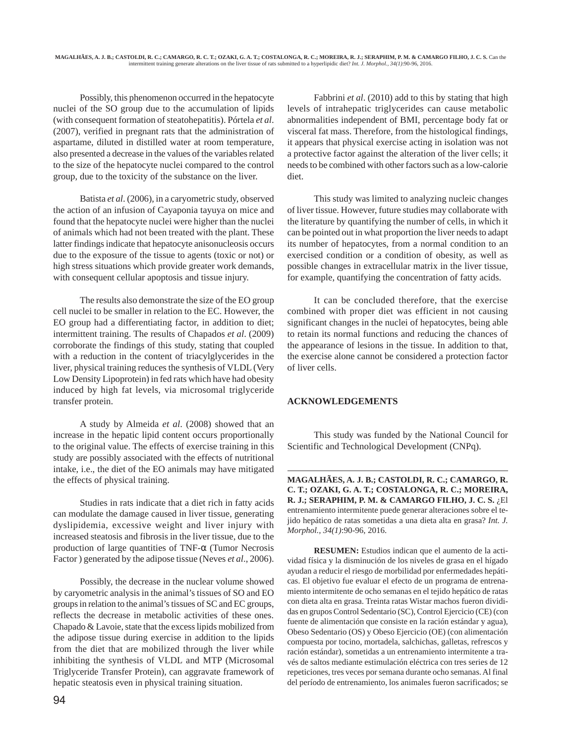Possibly, this phenomenon occurred in the hepatocyte nuclei of the SO group due to the accumulation of lipids (with consequent formation of steatohepatitis). Pórtela *et al*. (2007), verified in pregnant rats that the administration of aspartame, diluted in distilled water at room temperature, also presented a decrease in the values of the variables related to the size of the hepatocyte nuclei compared to the control group, due to the toxicity of the substance on the liver.

Batista *et al*. (2006), in a caryometric study, observed the action of an infusion of Cayaponia tayuya on mice and found that the hepatocyte nuclei were higher than the nuclei of animals which had not been treated with the plant. These latter findings indicate that hepatocyte anisonucleosis occurs due to the exposure of the tissue to agents (toxic or not) or high stress situations which provide greater work demands, with consequent cellular apoptosis and tissue injury.

The results also demonstrate the size of the EO group cell nuclei to be smaller in relation to the EC. However, the EO group had a differentiating factor, in addition to diet; intermittent training. The results of Chapados *et al*. (2009) corroborate the findings of this study, stating that coupled with a reduction in the content of triacylglycerides in the liver, physical training reduces the synthesis of VLDL (Very Low Density Lipoprotein) in fed rats which have had obesity induced by high fat levels, via microsomal triglyceride transfer protein.

A study by Almeida *et al*. (2008) showed that an increase in the hepatic lipid content occurs proportionally to the original value. The effects of exercise training in this study are possibly associated with the effects of nutritional intake, i.e., the diet of the EO animals may have mitigated the effects of physical training.

Studies in rats indicate that a diet rich in fatty acids can modulate the damage caused in liver tissue, generating dyslipidemia, excessive weight and liver injury with increased steatosis and fibrosis in the liver tissue, due to the production of large quantities of TNF-α (Tumor Necrosis Factor ) generated by the adipose tissue (Neves *et al*., 2006).

Possibly, the decrease in the nuclear volume showed by caryometric analysis in the animal's tissues of SO and EO groups in relation to the animal's tissues of SC and EC groups, reflects the decrease in metabolic activities of these ones. Chapado & Lavoie, state that the excess lipids mobilized from the adipose tissue during exercise in addition to the lipids from the diet that are mobilized through the liver while inhibiting the synthesis of VLDL and MTP (Microsomal Triglyceride Transfer Protein), can aggravate framework of hepatic steatosis even in physical training situation.

Fabbrini *et al*. (2010) add to this by stating that high levels of intrahepatic triglycerides can cause metabolic abnormalities independent of BMI, percentage body fat or visceral fat mass. Therefore, from the histological findings, it appears that physical exercise acting in isolation was not a protective factor against the alteration of the liver cells; it needs to be combined with other factors such as a low-calorie diet.

This study was limited to analyzing nucleic changes of liver tissue. However, future studies may collaborate with the literature by quantifying the number of cells, in which it can be pointed out in what proportion the liver needs to adapt its number of hepatocytes, from a normal condition to an exercised condition or a condition of obesity, as well as possible changes in extracellular matrix in the liver tissue, for example, quantifying the concentration of fatty acids.

It can be concluded therefore, that the exercise combined with proper diet was efficient in not causing significant changes in the nuclei of hepatocytes, being able to retain its normal functions and reducing the chances of the appearance of lesions in the tissue. In addition to that, the exercise alone cannot be considered a protection factor of liver cells.

## ACKNOWLEDGEMENTS

This study was funded by the National Council for Scientific and Technological Development (CNPq).

---

**MAGALHÃES, A. J. B.; CASTOLDI, R. C.; CAMARGO, R. C. T.; OZAKI, G. A. T.; COSTALONGA, R. C.; MOREIRA, R. J.; SERAPHIM, P. M. & CAMARGO FILHO, J. C. S.** ¿El entrenamiento intermitente puede generar alteraciones sobre el tejido hepático de ratas sometidas a una dieta alta en grasa? *Int. J. Morphol., 34(1)*:90-96, 2016.

**RESUMEN:** Estudios indican que el aumento de la actividad física y la disminución de los niveles de grasa en el hígado ayudan a reducir el riesgo de morbilidad por enfermedades hepáticas. El objetivo fue evaluar el efecto de un programa de entrenamiento intermitente de ocho semanas en el tejido hepático de ratas con dieta alta en grasa. Treinta ratas Wistar machos fueron divididas en grupos Control Sedentario (SC), Control Ejercicio (CE) (con fuente de alimentación que consiste en la ración estándar y agua), Obeso Sedentario (OS) y Obeso Ejercicio (OE) (con alimentación compuesta por tocino, mortadela, salchichas, galletas, refrescos y ración estándar), sometidas a un entrenamiento intermitente a través de saltos mediante estimulación eléctrica con tres series de 12 repeticiones, tres veces por semana durante ocho semanas. Al final del período de entrenamiento, los animales fueron sacrificados; se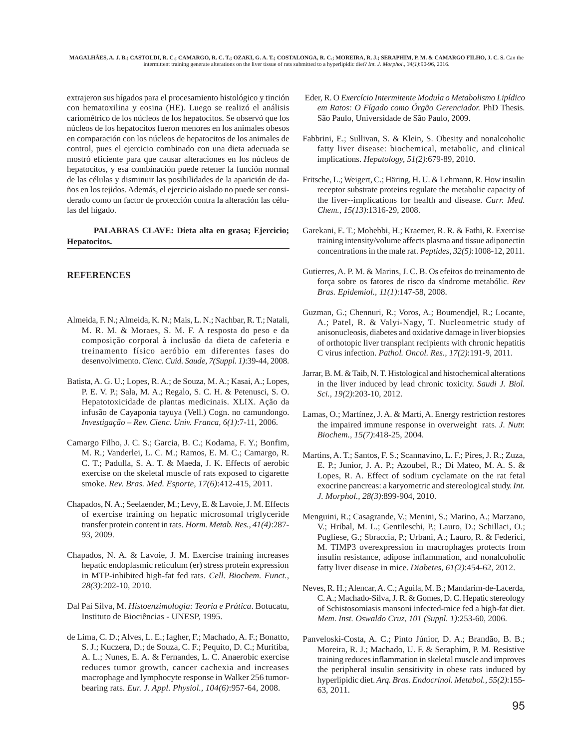extrajeron sus hígados para el procesamiento histológico y tinción con hematoxilina y eosina (HE). Luego se realizó el análisis cariométrico de los núcleos de los hepatocitos. Se observó que los núcleos de los hepatocitos fueron menores en los animales obesos en comparación con los núcleos de hepatocitos de los animales de control, pues el ejercicio combinado con una dieta adecuada se mostró eficiente para que causar alteraciones en los núcleos de hepatocitos, y esa combinación puede retener la función normal de las células y disminuir las posibilidades de la aparición de daños en los tejidos. Además, el ejercicio aislado no puede ser considerado como un factor de protección contra la alteración las células del hígado.

**PALABRAS CLAVE: Dieta alta en grasa; Ejercicio; Hepatocitos.**

## REFERENCES

Almeida, F. N.; Almeida, K. N.; Mais, L. N.; Nachbar, R. T.; Natali, M. R. M. & Moraes, S. M. F. A resposta do peso e da composição corporal à inclusão da dieta de cafeteria e treinamento físico aeróbio em diferentes fases do desenvolvimento. *Cienc. Cuid. Saude, 7(Suppl. 1)*:39-44, 2008.

Batista, A. G. U.; Lopes, R. A.; de Souza, M. A.; Kasai, A.; Lopes, P. E. V. P.; Sala, M. A.; Regalo, S. C. H. & Petenusci, S. O. Hepatotoxicidade de plantas medicinais. XLIX. Ação da infusão de Cayaponia tayuya (Vell.) Cogn. no camundongo. *Investigação – Rev. Cienc. Univ. Franca, 6(1)*:7-11, 2006.

Camargo Filho, J. C. S.; Garcia, B. C.; Kodama, F. Y.; Bonfim, M. R.; Vanderlei, L. C. M.; Ramos, E. M. C.; Camargo, R. C. T.; Padulla, S. A. T. & Maeda, J. K. Effects of aerobic exercise on the skeletal muscle of rats exposed to cigarette smoke. *Rev. Bras. Med. Esporte, 17(6)*:412-415, 2011.

Chapados, N. A.; Seelaender, M.; Levy, E. & Lavoie, J. M. Effects of exercise training on hepatic microsomal triglyceride transfer protein content in rats. *Horm. Metab. Res., 41(4)*:287-93, 2009.

Chapados, N. A. & Lavoie, J. M. Exercise training increases hepatic endoplasmic reticulum (er) stress protein expression in MTP-inhibited high-fat fed rats. *Cell. Biochem. Funct., 28(3)*:202-10, 2010.

Dal Pai Silva, M. *Histoenzimologia: Teoria e Prática*. Botucatu, Instituto de Biociências - UNESP, 1995.

de Lima, C. D.; Alves, L. E.; Iagher, F.; Machado, A. F.; Bonatto, S. J.; Kuczera, D.; de Souza, C. F.; Pequito, D. C.; Muritiba, A. L.; Nunes, E. A. & Fernandes, L. C. Anaerobic exercise reduces tumor growth, cancer cachexia and increases macrophage and lymphocyte response in Walker 256 tumor-bearing rats. *Eur. J. Appl. Physiol., 104(6)*:957-64, 2008.

Eder, R. O *Exercício Intermitente Modula o Metabolismo Lipídico em Ratos: O Fígado como Órgão Gerenciador.* PhD Thesis. São Paulo, Universidade de São Paulo, 2009.

Fabbrini, E.; Sullivan, S. & Klein, S. Obesity and nonalcoholic fatty liver disease: biochemical, metabolic, and clinical implications. *Hepatology, 51(2)*:679-89, 2010.

Fritsche, L.; Weigert, C.; Häring, H. U. & Lehmann, R. How insulin receptor substrate proteins regulate the metabolic capacity of the liver--implications for health and disease. *Curr. Med. Chem., 15(13)*:1316-29, 2008.

Garekani, E. T.; Mohebbi, H.; Kraemer, R. R. & Fathi, R. Exercise training intensity/volume affects plasma and tissue adiponectin concentrations in the male rat. *Peptides, 32(5)*:1008-12, 2011.

Gutierres, A. P. M. & Marins, J. C. B. Os efeitos do treinamento de força sobre os fatores de risco da síndrome metabólic. *Rev Bras. Epidemiol., 11(1)*:147-58, 2008.

Guzman, G.; Chennuri, R.; Voros, A.; Boumendjel, R.; Locante, A.; Patel, R. & Valyi-Nagy, T. Nucleometric study of anisonucleosis, diabetes and oxidative damage in liver biopsies of orthotopic liver transplant recipients with chronic hepatitis C virus infection. *Pathol. Oncol. Res., 17(2)*:191-9, 2011.

Jarrar, B. M. & Taib, N. T. Histological and histochemical alterations in the liver induced by lead chronic toxicity. *Saudi J. Biol. Sci., 19(2)*:203-10, 2012.

Lamas, O.; Martínez, J. A. & Marti, A. Energy restriction restores the impaired immune response in overweight rats. *J. Nutr. Biochem., 15(7)*:418-25, 2004.

Martins, A. T.; Santos, F. S.; Scannavino, L. F.; Pires, J. R.; Zuza, E. P.; Junior, J. A. P.; Azoubel, R.; Di Mateo, M. A. S. & Lopes, R. A. Effect of sodium cyclamate on the rat fetal exocrine pancreas: a karyometric and stereological study. *Int. J. Morphol., 28(3)*:899-904, 2010.

Menguini, R.; Casagrande, V.; Menini, S.; Marino, A.; Marzano, V.; Hribal, M. L.; Gentileschi, P.; Lauro, D.; Schillaci, O.; Pugliese, G.; Sbraccia, P.; Urbani, A.; Lauro, R. & Federici, M. TIMP3 overexpression in macrophages protects from insulin resistance, adipose inflammation, and nonalcoholic fatty liver disease in mice. *Diabetes, 61(2)*:454-62, 2012.

Neves, R. H.; Alencar, A. C.; Aguila, M. B.; Mandarim-de-Lacerda, C. A.; Machado-Silva, J. R. & Gomes, D. C. Hepatic stereology of Schistosomiasis mansoni infected-mice fed a high-fat diet. *Mem. Inst. Oswaldo Cruz, 101 (Suppl. 1)*:253-60, 2006.

Panveloski-Costa, A. C.; Pinto Júnior, D. A.; Brandão, B. B.; Moreira, R. J.; Machado, U. F. & Seraphim, P. M. Resistive training reduces inflammation in skeletal muscle and improves the peripheral insulin sensitivity in obese rats induced by hyperlipidic diet. *Arq. Bras. Endocrinol. Metabol., 55(2)*:155-63, 2011.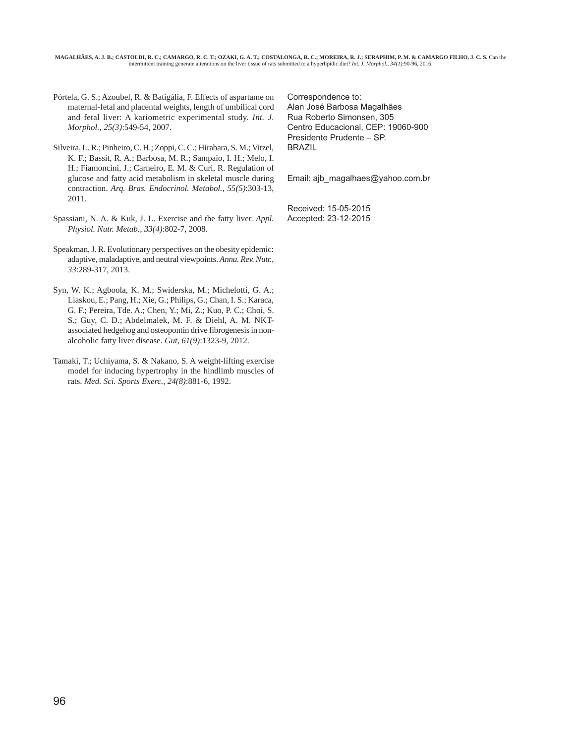Pórtela, G. S.; Azoubel, R. & Batigália, F. Effects of aspartame on maternal-fetal and placental weights, length of umbilical cord and fetal liver: A kariometric experimental study. *Int. J. Morphol., 25(3)*:549-54, 2007.

Silveira, L. R.; Pinheiro, C. H.; Zoppi, C. C.; Hirabara, S. M.; Vitzel, K. F.; Bassit, R. A.; Barbosa, M. R.; Sampaio, I. H.; Melo, I. H.; Fiamoncini, J.; Carneiro, E. M. & Curi, R. Regulation of glucose and fatty acid metabolism in skeletal muscle during contraction. *Arq. Bras. Endocrinol. Metabol., 55(5)*:303-13, 2011.

Spassiani, N. A. & Kuk, J. L. Exercise and the fatty liver. *Appl. Physiol. Nutr. Metab., 33(4)*:802-7, 2008.

Speakman, J. R. Evolutionary perspectives on the obesity epidemic: adaptive, maladaptive, and neutral viewpoints. *Annu. Rev. Nutr., 33*:289-317, 2013.

Syn, W. K.; Agboola, K. M.; Swiderska, M.; Michelotti, G. A.; Liaskou, E.; Pang, H.; Xie, G.; Philips, G.; Chan, I. S.; Karaca, G. F.; Pereira, Tde. A.; Chen, Y.; Mi, Z.; Kuo, P. C.; Choi, S. S.; Guy, C. D.; Abdelmalek, M. F. & Diehl, A. M. NKT-associated hedgehog and osteopontin drive fibrogenesis in non-alcoholic fatty liver disease. *Gut, 61(9)*:1323-9, 2012.

Tamaki, T.; Uchiyama, S. & Nakano, S. A weight-lifting exercise model for inducing hypertrophy in the hindlimb muscles of rats. *Med. Sci. Sports Exerc., 24(8)*:881-6, 1992.

Correspondence to:
Alan José Barbosa Magalhães
Rua Roberto Simonsen, 305
Centro Educacional, CEP: 19060-900
Presidente Prudente – SP.
BRAZIL

Email: ajb_magalhaes@yahoo.com.br

Received: 15-05-2015
Accepted: 23-12-2015